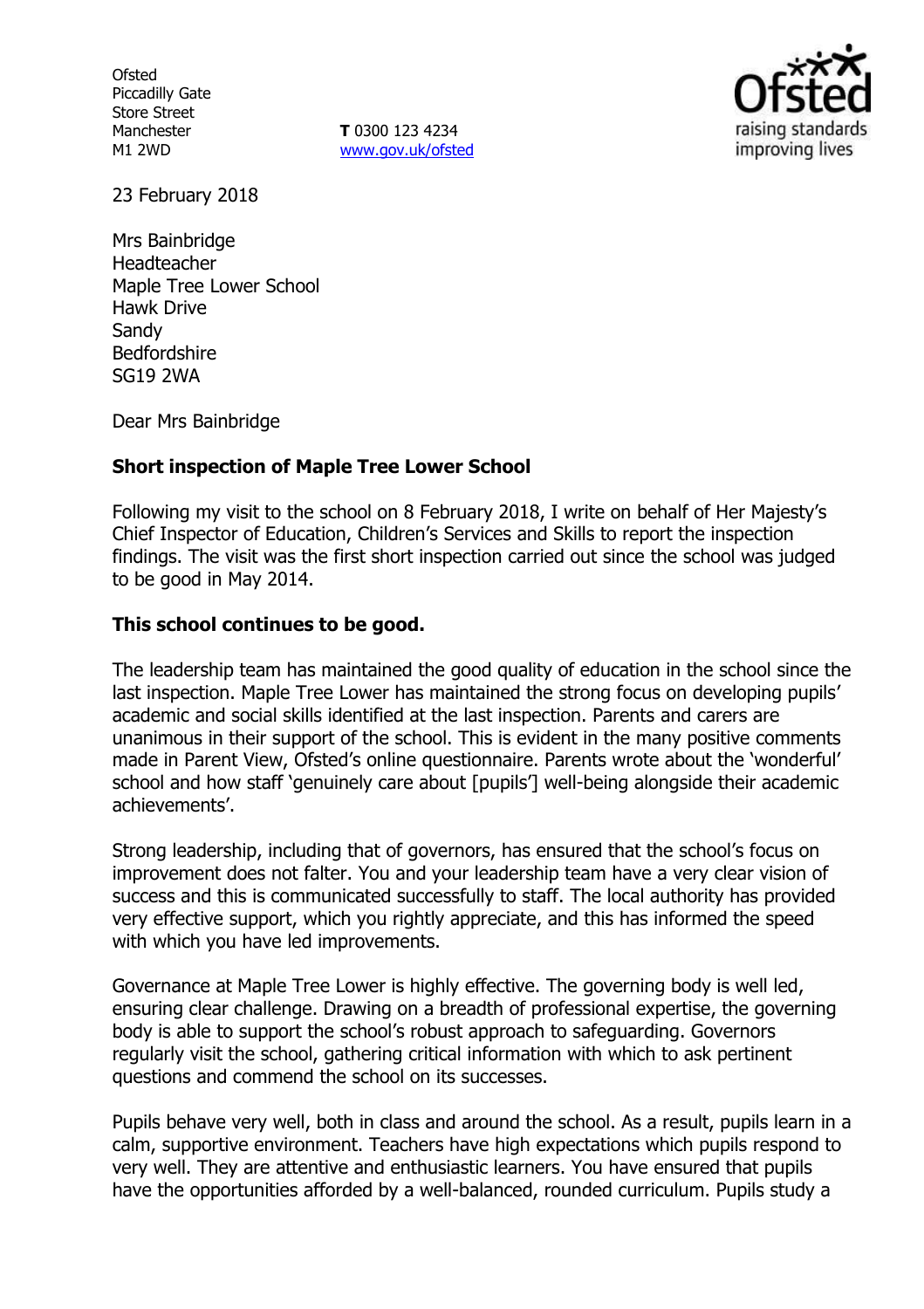Ofsted
Piccadilly Gate
Store Street
Manchester
M1 2WD

**T** 0300 123 4234
www.gov.uk/ofsted

23 February 2018

Mrs Bainbridge
Headteacher
Maple Tree Lower School
Hawk Drive
Sandy
Bedfordshire
SG19 2WA

Dear Mrs Bainbridge

**Short inspection of Maple Tree Lower School**

Following my visit to the school on 8 February 2018, I write on behalf of Her Majesty's Chief Inspector of Education, Children's Services and Skills to report the inspection findings. The visit was the first short inspection carried out since the school was judged to be good in May 2014.

**This school continues to be good.**

The leadership team has maintained the good quality of education in the school since the last inspection. Maple Tree Lower has maintained the strong focus on developing pupils' academic and social skills identified at the last inspection. Parents and carers are unanimous in their support of the school. This is evident in the many positive comments made in Parent View, Ofsted's online questionnaire. Parents wrote about the 'wonderful' school and how staff 'genuinely care about [pupils'] well-being alongside their academic achievements'.

Strong leadership, including that of governors, has ensured that the school's focus on improvement does not falter. You and your leadership team have a very clear vision of success and this is communicated successfully to staff. The local authority has provided very effective support, which you rightly appreciate, and this has informed the speed with which you have led improvements.

Governance at Maple Tree Lower is highly effective. The governing body is well led, ensuring clear challenge. Drawing on a breadth of professional expertise, the governing body is able to support the school's robust approach to safeguarding. Governors regularly visit the school, gathering critical information with which to ask pertinent questions and commend the school on its successes.

Pupils behave very well, both in class and around the school. As a result, pupils learn in a calm, supportive environment. Teachers have high expectations which pupils respond to very well. They are attentive and enthusiastic learners. You have ensured that pupils have the opportunities afforded by a well-balanced, rounded curriculum. Pupils study a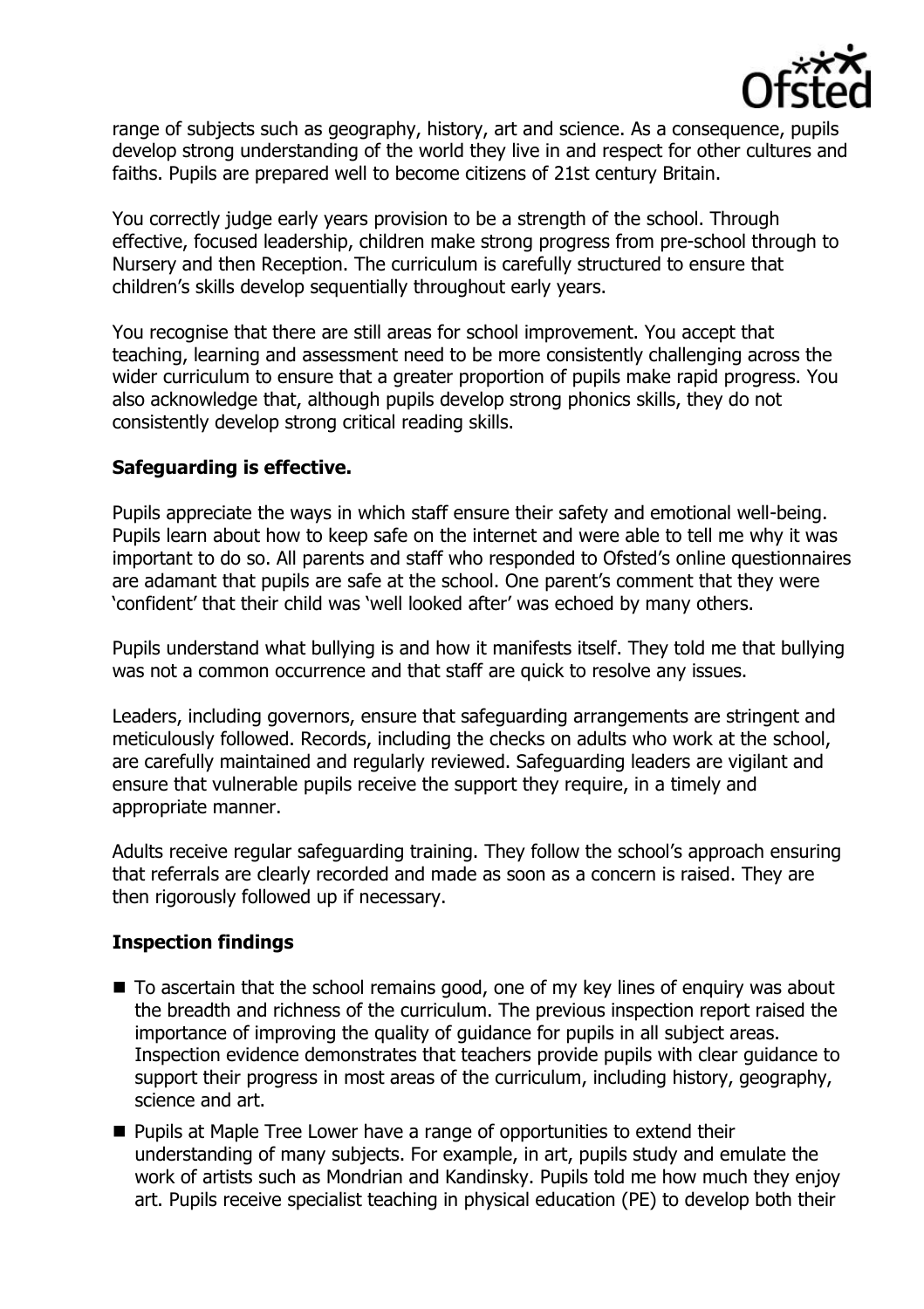range of subjects such as geography, history, art and science. As a consequence, pupils develop strong understanding of the world they live in and respect for other cultures and faiths. Pupils are prepared well to become citizens of 21st century Britain.

You correctly judge early years provision to be a strength of the school. Through effective, focused leadership, children make strong progress from pre-school through to Nursery and then Reception. The curriculum is carefully structured to ensure that children's skills develop sequentially throughout early years.

You recognise that there are still areas for school improvement. You accept that teaching, learning and assessment need to be more consistently challenging across the wider curriculum to ensure that a greater proportion of pupils make rapid progress. You also acknowledge that, although pupils develop strong phonics skills, they do not consistently develop strong critical reading skills.

## Safeguarding is effective.

Pupils appreciate the ways in which staff ensure their safety and emotional well-being. Pupils learn about how to keep safe on the internet and were able to tell me why it was important to do so. All parents and staff who responded to Ofsted's online questionnaires are adamant that pupils are safe at the school. One parent's comment that they were 'confident' that their child was 'well looked after' was echoed by many others.

Pupils understand what bullying is and how it manifests itself. They told me that bullying was not a common occurrence and that staff are quick to resolve any issues.

Leaders, including governors, ensure that safeguarding arrangements are stringent and meticulously followed. Records, including the checks on adults who work at the school, are carefully maintained and regularly reviewed. Safeguarding leaders are vigilant and ensure that vulnerable pupils receive the support they require, in a timely and appropriate manner.

Adults receive regular safeguarding training. They follow the school's approach ensuring that referrals are clearly recorded and made as soon as a concern is raised. They are then rigorously followed up if necessary.

## Inspection findings

- To ascertain that the school remains good, one of my key lines of enquiry was about the breadth and richness of the curriculum. The previous inspection report raised the importance of improving the quality of guidance for pupils in all subject areas. Inspection evidence demonstrates that teachers provide pupils with clear guidance to support their progress in most areas of the curriculum, including history, geography, science and art.
- Pupils at Maple Tree Lower have a range of opportunities to extend their understanding of many subjects. For example, in art, pupils study and emulate the work of artists such as Mondrian and Kandinsky. Pupils told me how much they enjoy art. Pupils receive specialist teaching in physical education (PE) to develop both their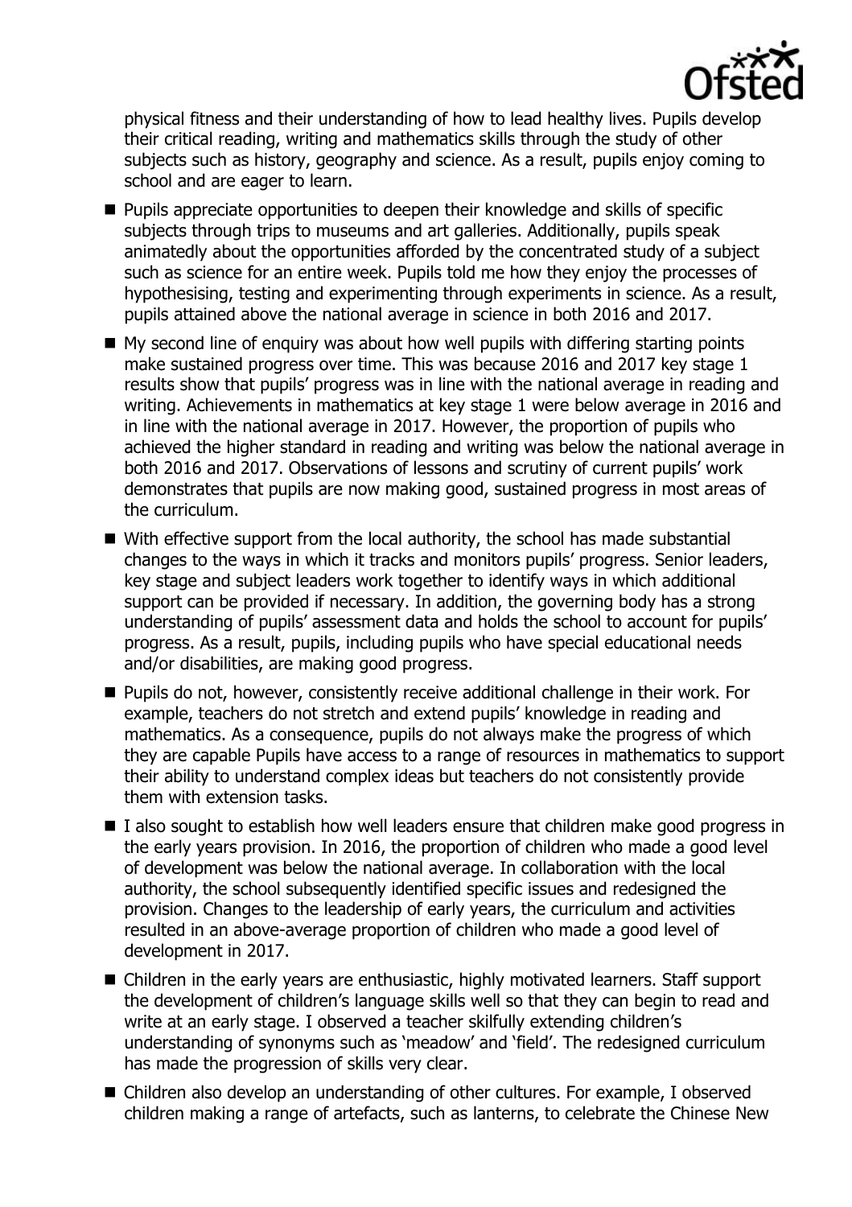physical fitness and their understanding of how to lead healthy lives. Pupils develop their critical reading, writing and mathematics skills through the study of other subjects such as history, geography and science. As a result, pupils enjoy coming to school and are eager to learn.

- Pupils appreciate opportunities to deepen their knowledge and skills of specific subjects through trips to museums and art galleries. Additionally, pupils speak animatedly about the opportunities afforded by the concentrated study of a subject such as science for an entire week. Pupils told me how they enjoy the processes of hypothesising, testing and experimenting through experiments in science. As a result, pupils attained above the national average in science in both 2016 and 2017.
- My second line of enquiry was about how well pupils with differing starting points make sustained progress over time. This was because 2016 and 2017 key stage 1 results show that pupils' progress was in line with the national average in reading and writing. Achievements in mathematics at key stage 1 were below average in 2016 and in line with the national average in 2017. However, the proportion of pupils who achieved the higher standard in reading and writing was below the national average in both 2016 and 2017. Observations of lessons and scrutiny of current pupils' work demonstrates that pupils are now making good, sustained progress in most areas of the curriculum.
- With effective support from the local authority, the school has made substantial changes to the ways in which it tracks and monitors pupils' progress. Senior leaders, key stage and subject leaders work together to identify ways in which additional support can be provided if necessary. In addition, the governing body has a strong understanding of pupils' assessment data and holds the school to account for pupils' progress. As a result, pupils, including pupils who have special educational needs and/or disabilities, are making good progress.
- Pupils do not, however, consistently receive additional challenge in their work. For example, teachers do not stretch and extend pupils' knowledge in reading and mathematics. As a consequence, pupils do not always make the progress of which they are capable Pupils have access to a range of resources in mathematics to support their ability to understand complex ideas but teachers do not consistently provide them with extension tasks.
- I also sought to establish how well leaders ensure that children make good progress in the early years provision. In 2016, the proportion of children who made a good level of development was below the national average. In collaboration with the local authority, the school subsequently identified specific issues and redesigned the provision. Changes to the leadership of early years, the curriculum and activities resulted in an above-average proportion of children who made a good level of development in 2017.
- Children in the early years are enthusiastic, highly motivated learners. Staff support the development of children's language skills well so that they can begin to read and write at an early stage. I observed a teacher skilfully extending children's understanding of synonyms such as 'meadow' and 'field'. The redesigned curriculum has made the progression of skills very clear.
- Children also develop an understanding of other cultures. For example, I observed children making a range of artefacts, such as lanterns, to celebrate the Chinese New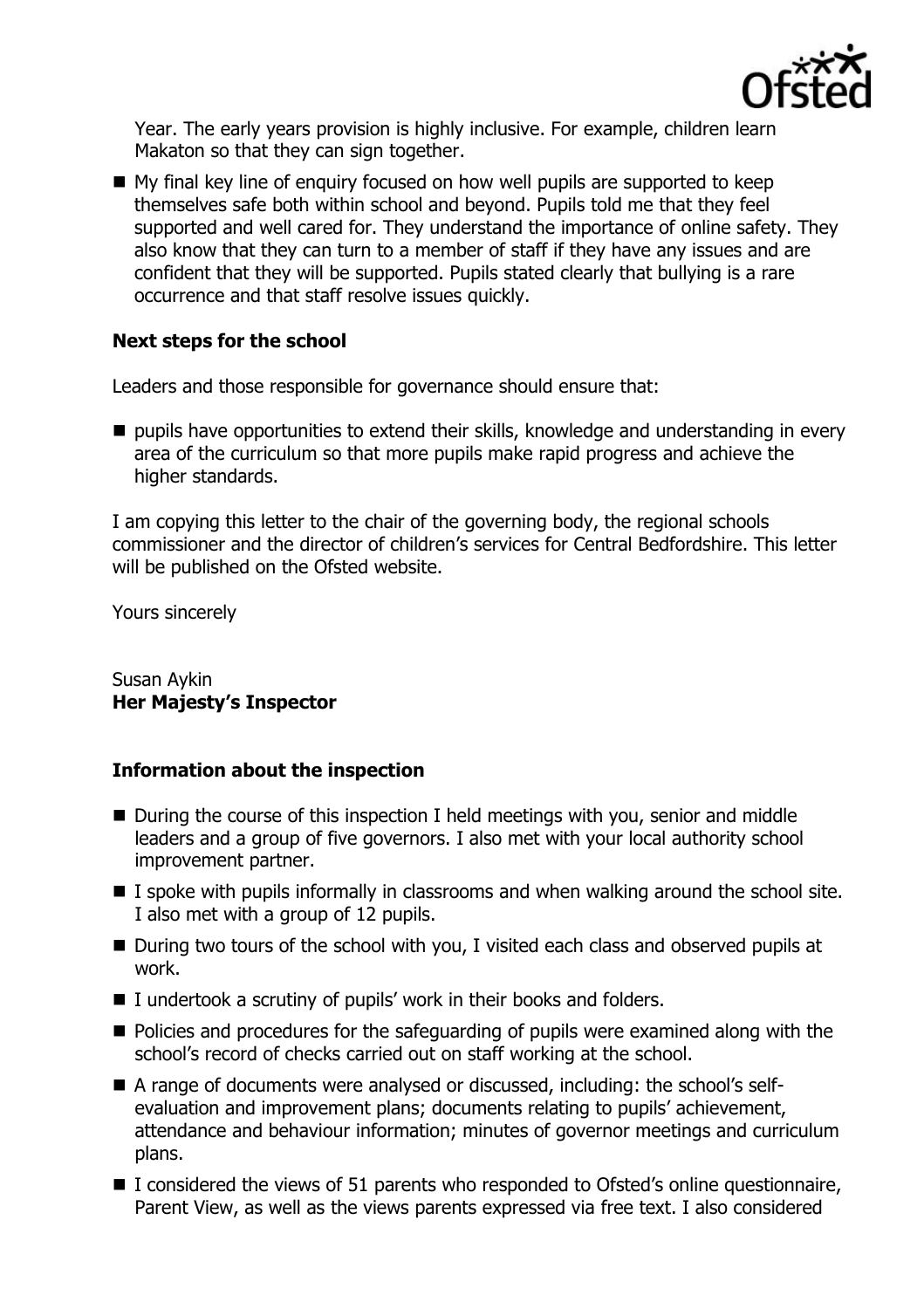Year. The early years provision is highly inclusive. For example, children learn Makaton so that they can sign together.

- My final key line of enquiry focused on how well pupils are supported to keep themselves safe both within school and beyond. Pupils told me that they feel supported and well cared for. They understand the importance of online safety. They also know that they can turn to a member of staff if they have any issues and are confident that they will be supported. Pupils stated clearly that bullying is a rare occurrence and that staff resolve issues quickly.

### Next steps for the school

Leaders and those responsible for governance should ensure that:

- pupils have opportunities to extend their skills, knowledge and understanding in every area of the curriculum so that more pupils make rapid progress and achieve the higher standards.

I am copying this letter to the chair of the governing body, the regional schools commissioner and the director of children's services for Central Bedfordshire. This letter will be published on the Ofsted website.

Yours sincerely

Susan Aykin
**Her Majesty's Inspector**

### Information about the inspection

- During the course of this inspection I held meetings with you, senior and middle leaders and a group of five governors. I also met with your local authority school improvement partner.
- I spoke with pupils informally in classrooms and when walking around the school site. I also met with a group of 12 pupils.
- During two tours of the school with you, I visited each class and observed pupils at work.
- I undertook a scrutiny of pupils' work in their books and folders.
- Policies and procedures for the safeguarding of pupils were examined along with the school's record of checks carried out on staff working at the school.
- A range of documents were analysed or discussed, including: the school's self-evaluation and improvement plans; documents relating to pupils' achievement, attendance and behaviour information; minutes of governor meetings and curriculum plans.
- I considered the views of 51 parents who responded to Ofsted's online questionnaire, Parent View, as well as the views parents expressed via free text. I also considered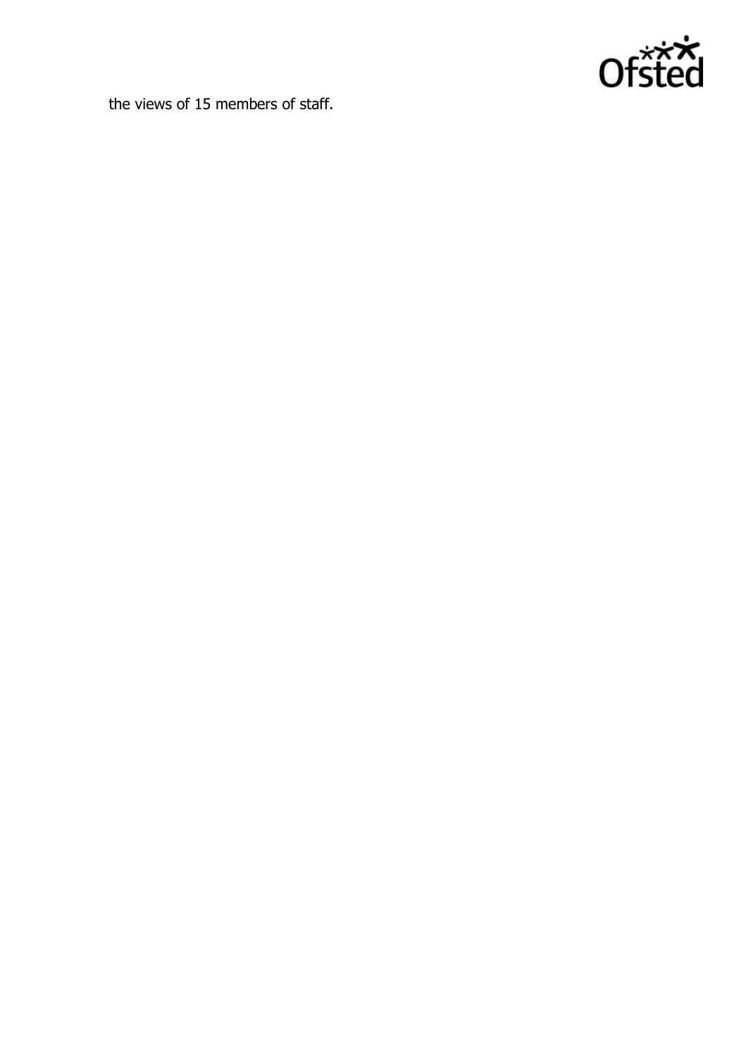the views of 15 members of staff.